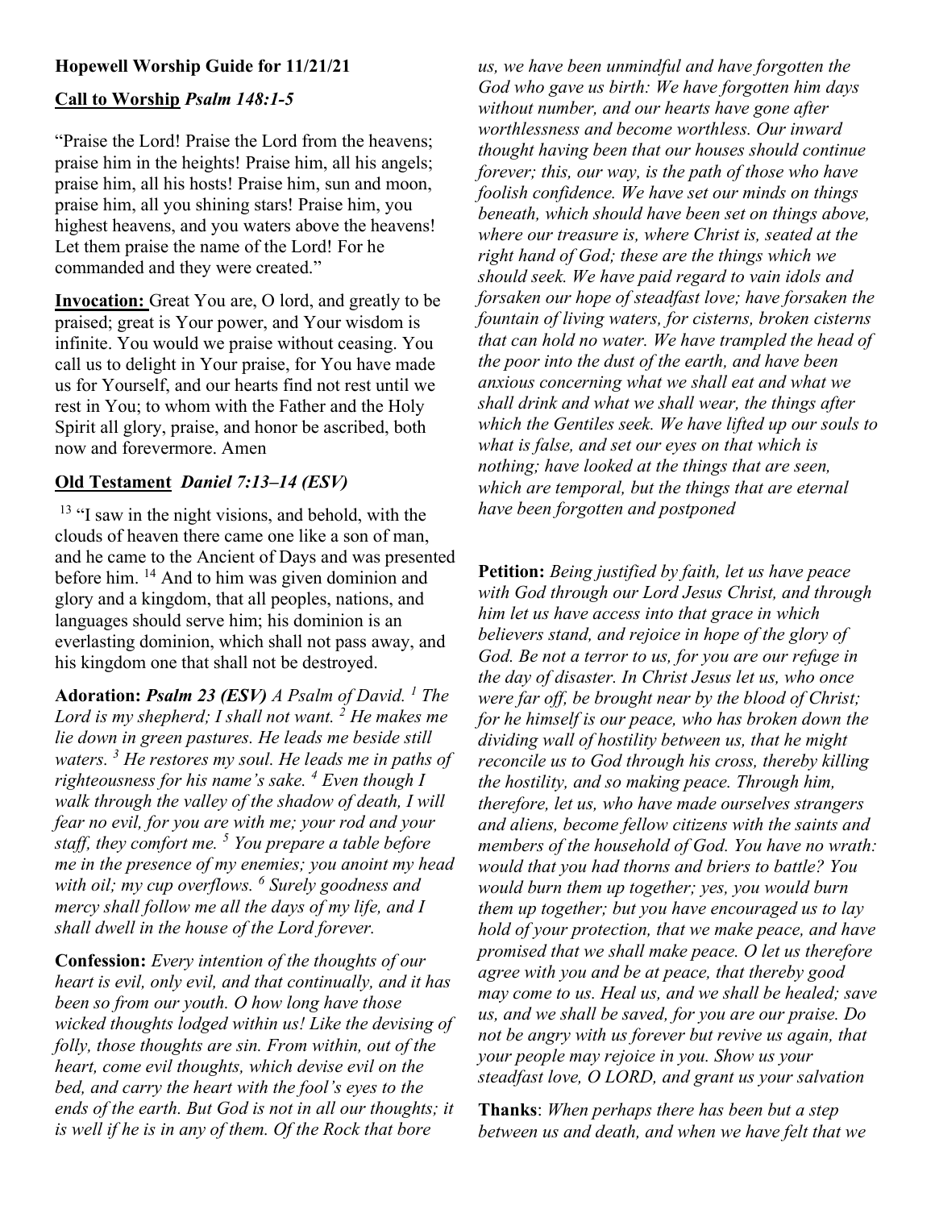**Hopewell Worship Guide for 11/21/21**

**Call to Worship** ***Psalm 148:1-5***

"Praise the Lord! Praise the Lord from the heavens; praise him in the heights! Praise him, all his angels; praise him, all his hosts! Praise him, sun and moon, praise him, all you shining stars! Praise him, you highest heavens, and you waters above the heavens! Let them praise the name of the Lord! For he commanded and they were created."

**Invocation:** Great You are, O lord, and greatly to be praised; great is Your power, and Your wisdom is infinite. You would we praise without ceasing. You call us to delight in Your praise, for You have made us for Yourself, and our hearts find not rest until we rest in You; to whom with the Father and the Holy Spirit all glory, praise, and honor be ascribed, both now and forevermore. Amen

**Old Testament** ***Daniel 7:13–14 (ESV)***

13 "I saw in the night visions, and behold, with the clouds of heaven there came one like a son of man, and he came to the Ancient of Days and was presented before him. 14 And to him was given dominion and glory and a kingdom, that all peoples, nations, and languages should serve him; his dominion is an everlasting dominion, which shall not pass away, and his kingdom one that shall not be destroyed.

**Adoration:** ***Psalm 23 (ESV)*** *A Psalm of David. 1 The Lord is my shepherd; I shall not want. 2 He makes me lie down in green pastures. He leads me beside still waters. 3 He restores my soul. He leads me in paths of righteousness for his name's sake. 4 Even though I walk through the valley of the shadow of death, I will fear no evil, for you are with me; your rod and your staff, they comfort me. 5 You prepare a table before me in the presence of my enemies; you anoint my head with oil; my cup overflows. 6 Surely goodness and mercy shall follow me all the days of my life, and I shall dwell in the house of the Lord forever.*

**Confession:** *Every intention of the thoughts of our heart is evil, only evil, and that continually, and it has been so from our youth. O how long have those wicked thoughts lodged within us! Like the devising of folly, those thoughts are sin. From within, out of the heart, come evil thoughts, which devise evil on the bed, and carry the heart with the fool's eyes to the ends of the earth. But God is not in all our thoughts; it is well if he is in any of them. Of the Rock that bore us, we have been unmindful and have forgotten the God who gave us birth: We have forgotten him days without number, and our hearts have gone after worthlessness and become worthless. Our inward thought having been that our houses should continue forever; this, our way, is the path of those who have foolish confidence. We have set our minds on things beneath, which should have been set on things above, where our treasure is, where Christ is, seated at the right hand of God; these are the things which we should seek. We have paid regard to vain idols and forsaken our hope of steadfast love; have forsaken the fountain of living waters, for cisterns, broken cisterns that can hold no water. We have trampled the head of the poor into the dust of the earth, and have been anxious concerning what we shall eat and what we shall drink and what we shall wear, the things after which the Gentiles seek. We have lifted up our souls to what is false, and set our eyes on that which is nothing; have looked at the things that are seen, which are temporal, but the things that are eternal have been forgotten and postponed*

**Petition:** *Being justified by faith, let us have peace with God through our Lord Jesus Christ, and through him let us have access into that grace in which believers stand, and rejoice in hope of the glory of God. Be not a terror to us, for you are our refuge in the day of disaster. In Christ Jesus let us, who once were far off, be brought near by the blood of Christ; for he himself is our peace, who has broken down the dividing wall of hostility between us, that he might reconcile us to God through his cross, thereby killing the hostility, and so making peace. Through him, therefore, let us, who have made ourselves strangers and aliens, become fellow citizens with the saints and members of the household of God. You have no wrath: would that you had thorns and briers to battle? You would burn them up together; yes, you would burn them up together; but you have encouraged us to lay hold of your protection, that we make peace, and have promised that we shall make peace. O let us therefore agree with you and be at peace, that thereby good may come to us. Heal us, and we shall be healed; save us, and we shall be saved, for you are our praise. Do not be angry with us forever but revive us again, that your people may rejoice in you. Show us your steadfast love, O LORD, and grant us your salvation*

**Thanks**: *When perhaps there has been but a step between us and death, and when we have felt that we*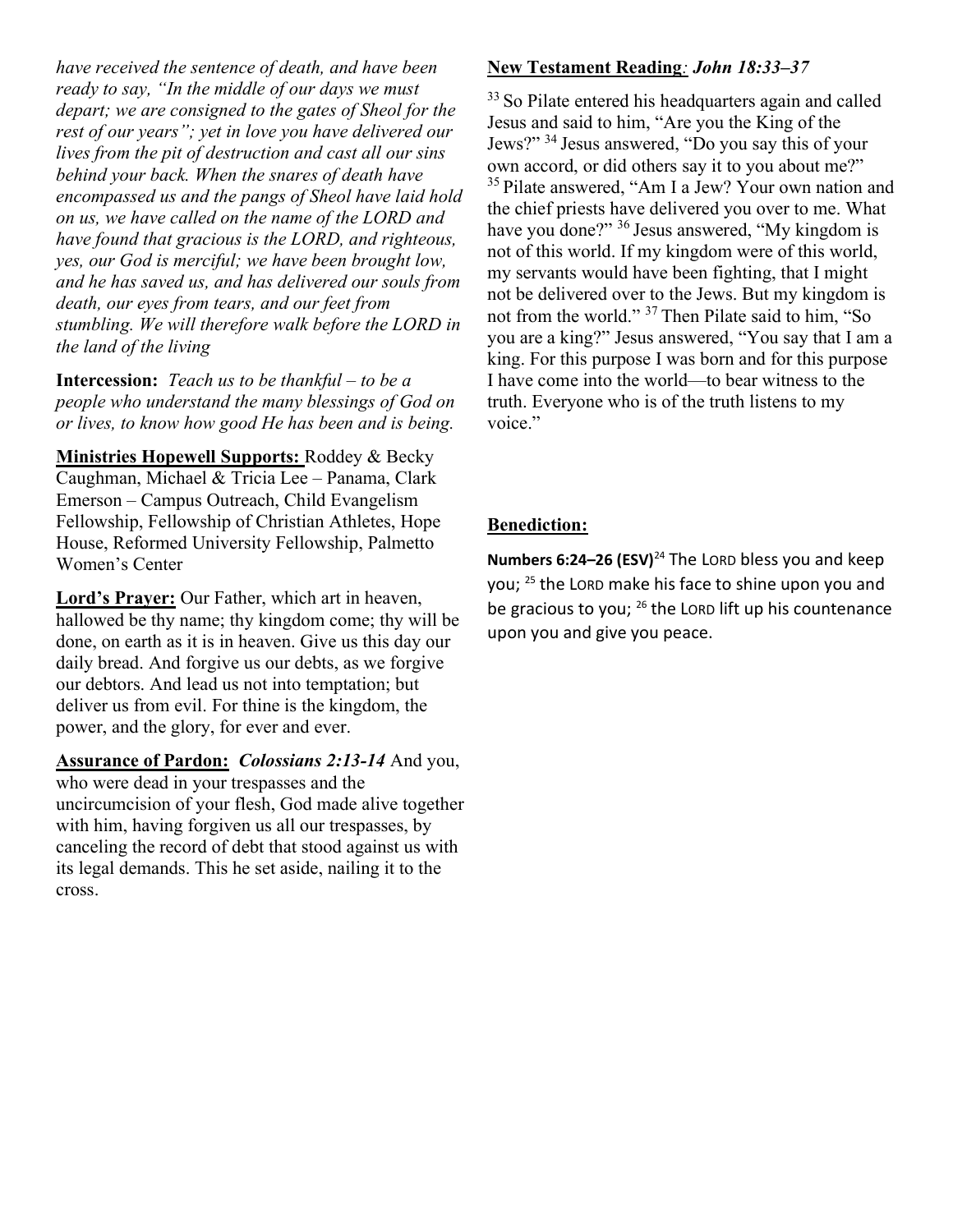*have received the sentence of death, and have been ready to say, "In the middle of our days we must depart; we are consigned to the gates of Sheol for the rest of our years"; yet in love you have delivered our lives from the pit of destruction and cast all our sins behind your back. When the snares of death have encompassed us and the pangs of Sheol have laid hold on us, we have called on the name of the LORD and have found that gracious is the LORD, and righteous, yes, our God is merciful; we have been brought low, and he has saved us, and has delivered our souls from death, our eyes from tears, and our feet from stumbling. We will therefore walk before the LORD in the land of the living*

**Intercession:** *Teach us to be thankful – to be a people who understand the many blessings of God on or lives, to know how good He has been and is being.*

**Ministries Hopewell Supports:** Roddey & Becky Caughman, Michael & Tricia Lee – Panama, Clark Emerson – Campus Outreach, Child Evangelism Fellowship, Fellowship of Christian Athletes, Hope House, Reformed University Fellowship, Palmetto Women's Center

**Lord's Prayer:** Our Father, which art in heaven, hallowed be thy name; thy kingdom come; thy will be done, on earth as it is in heaven. Give us this day our daily bread. And forgive us our debts, as we forgive our debtors. And lead us not into temptation; but deliver us from evil. For thine is the kingdom, the power, and the glory, for ever and ever.

**Assurance of Pardon:** ***Colossians 2:13-14*** And you, who were dead in your trespasses and the uncircumcision of your flesh, God made alive together with him, having forgiven us all our trespasses, by canceling the record of debt that stood against us with its legal demands. This he set aside, nailing it to the cross.

**New Testament Reading**: ***John 18:33–37***

[33] So Pilate entered his headquarters again and called Jesus and said to him, "Are you the King of the Jews?" [34] Jesus answered, "Do you say this of your own accord, or did others say it to you about me?" [35] Pilate answered, "Am I a Jew? Your own nation and the chief priests have delivered you over to me. What have you done?" [36] Jesus answered, "My kingdom is not of this world. If my kingdom were of this world, my servants would have been fighting, that I might not be delivered over to the Jews. But my kingdom is not from the world." [37] Then Pilate said to him, "So you are a king?" Jesus answered, "You say that I am a king. For this purpose I was born and for this purpose I have come into the world—to bear witness to the truth. Everyone who is of the truth listens to my voice."

**Benediction:**

**Numbers 6:24–26 (ESV)**[24] The LORD bless you and keep you; [25] the LORD make his face to shine upon you and be gracious to you; [26] the LORD lift up his countenance upon you and give you peace.